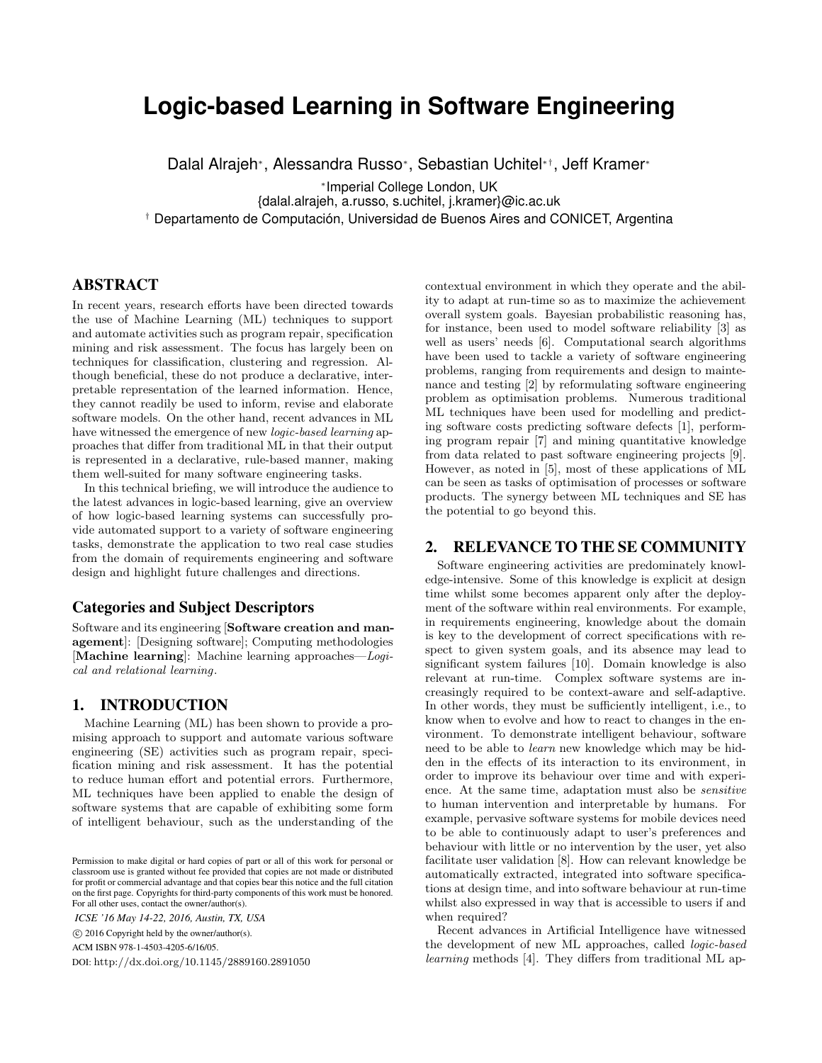# Logic-based Learning in Software Engineering

Dalal Alrajeh[*], Alessandra Russo[*], Sebastian Uchitel[*†], Jeff Kramer[*]

[*]Imperial College London, UK
{dalal.alrajeh, a.russo, s.uchitel, j.kramer}@ic.ac.uk
[†] Departamento de Computación, Universidad de Buenos Aires and CONICET, Argentina

## ABSTRACT

In recent years, research efforts have been directed towards the use of Machine Learning (ML) techniques to support and automate activities such as program repair, specification mining and risk assessment. The focus has largely been on techniques for classification, clustering and regression. Although beneficial, these do not produce a declarative, interpretable representation of the learned information. Hence, they cannot readily be used to inform, revise and elaborate software models. On the other hand, recent advances in ML have witnessed the emergence of new *logic-based learning* approaches that differ from traditional ML in that their output is represented in a declarative, rule-based manner, making them well-suited for many software engineering tasks.

In this technical briefing, we will introduce the audience to the latest advances in logic-based learning, give an overview of how logic-based learning systems can successfully provide automated support to a variety of software engineering tasks, demonstrate the application to two real case studies from the domain of requirements engineering and software design and highlight future challenges and directions.

## Categories and Subject Descriptors

Software and its engineering [**Software creation and management**]: [Designing software]; Computing methodologies [**Machine learning**]: Machine learning approaches—*Logical and relational learning*.

## 1. INTRODUCTION

Machine Learning (ML) has been shown to provide a promising approach to support and automate various software engineering (SE) activities such as program repair, specification mining and risk assessment. It has the potential to reduce human effort and potential errors. Furthermore, ML techniques have been applied to enable the design of software systems that are capable of exhibiting some form of intelligent behaviour, such as the understanding of the contextual environment in which they operate and the ability to adapt at run-time so as to maximize the achievement overall system goals. Bayesian probabilistic reasoning has, for instance, been used to model software reliability [3] as well as users' needs [6]. Computational search algorithms have been used to tackle a variety of software engineering problems, ranging from requirements and design to maintenance and testing [2] by reformulating software engineering problem as optimisation problems. Numerous traditional ML techniques have been used for modelling and predicting software costs predicting software defects [1], performing program repair [7] and mining quantitative knowledge from data related to past software engineering projects [9]. However, as noted in [5], most of these applications of ML can be seen as tasks of optimisation of processes or software products. The synergy between ML techniques and SE has the potential to go beyond this.

Permission to make digital or hard copies of part or all of this work for personal or classroom use is granted without fee provided that copies are not made or distributed for profit or commercial advantage and that copies bear this notice and the full citation on the first page. Copyrights for third-party components of this work must be honored. For all other uses, contact the owner/author(s).

*ICSE '16 May 14-22, 2016, Austin, TX, USA*

© 2016 Copyright held by the owner/author(s).

ACM ISBN 978-1-4503-4205-6/16/05.

DOI: http://dx.doi.org/10.1145/2889160.2891050

## 2. RELEVANCE TO THE SE COMMUNITY

Software engineering activities are predominately knowledge-intensive. Some of this knowledge is explicit at design time whilst some becomes apparent only after the deployment of the software within real environments. For example, in requirements engineering, knowledge about the domain is key to the development of correct specifications with respect to given system goals, and its absence may lead to significant system failures [10]. Domain knowledge is also relevant at run-time. Complex software systems are increasingly required to be context-aware and self-adaptive. In other words, they must be sufficiently intelligent, i.e., to know when to evolve and how to react to changes in the environment. To demonstrate intelligent behaviour, software need to be able to *learn* new knowledge which may be hidden in the effects of its interaction to its environment, in order to improve its behaviour over time and with experience. At the same time, adaptation must also be *sensitive* to human intervention and interpretable by humans. For example, pervasive software systems for mobile devices need to be able to continuously adapt to user's preferences and behaviour with little or no intervention by the user, yet also facilitate user validation [8]. How can relevant knowledge be automatically extracted, integrated into software specifications at design time, and into software behaviour at run-time whilst also expressed in way that is accessible to users if and when required?

Recent advances in Artificial Intelligence have witnessed the development of new ML approaches, called *logic-based learning* methods [4]. They differs from traditional ML ap-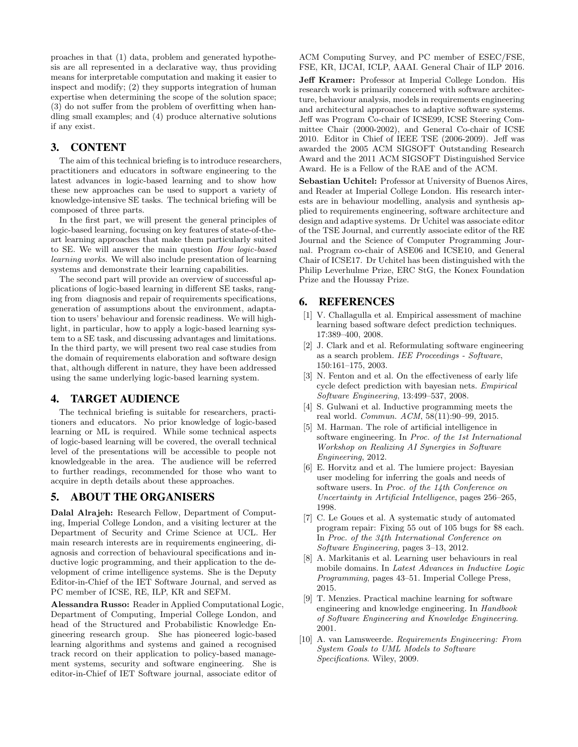proaches in that (1) data, problem and generated hypothesis are all represented in a declarative way, thus providing means for interpretable computation and making it easier to inspect and modify; (2) they supports integration of human expertise when determining the scope of the solution space; (3) do not suffer from the problem of overfitting when handling small examples; and (4) produce alternative solutions if any exist.

## 3. CONTENT

The aim of this technical briefing is to introduce researchers, practitioners and educators in software engineering to the latest advances in logic-based learning and to show how these new approaches can be used to support a variety of knowledge-intensive SE tasks. The technical briefing will be composed of three parts.

In the first part, we will present the general principles of logic-based learning, focusing on key features of state-of-the-art learning approaches that make them particularly suited to SE. We will answer the main question *How logic-based learning works*. We will also include presentation of learning systems and demonstrate their learning capabilities.

The second part will provide an overview of successful applications of logic-based learning in different SE tasks, ranging from diagnosis and repair of requirements specifications, generation of assumptions about the environment, adaptation to users' behaviour and forensic readiness. We will highlight, in particular, how to apply a logic-based learning system to a SE task, and discussing advantages and limitations. In the third party, we will present two real case studies from the domain of requirements elaboration and software design that, although different in nature, they have been addressed using the same underlying logic-based learning system.

## 4. TARGET AUDIENCE

The technical briefing is suitable for researchers, practitioners and educators. No prior knowledge of logic-based learning or ML is required. While some technical aspects of logic-based learning will be covered, the overall technical level of the presentations will be accessible to people not knowledgeable in the area. The audience will be referred to further readings, recommended for those who want to acquire in depth details about these approaches.

## 5. ABOUT THE ORGANISERS

**Dalal Alrajeh:** Research Fellow, Department of Computing, Imperial College London, and a visiting lecturer at the Department of Security and Crime Science at UCL. Her main research interests are in requirements engineering, diagnosis and correction of behavioural specifications and inductive logic programming, and their application to the development of crime intelligence systems. She is the Deputy Editor-in-Chief of the IET Software Journal, and served as PC member of ICSE, RE, ILP, KR and SEFM.

**Alessandra Russo:** Reader in Applied Computational Logic, Department of Computing, Imperial College London, and head of the Structured and Probabilistic Knowledge Engineering research group. She has pioneered logic-based learning algorithms and systems and gained a recognised track record on their application to policy-based management systems, security and software engineering. She is editor-in-Chief of IET Software journal, associate editor of ACM Computing Survey, and PC member of ESEC/FSE, FSE, KR, IJCAI, ICLP, AAAI. General Chair of ILP 2016.

**Jeff Kramer:** Professor at Imperial College London. His research work is primarily concerned with software architecture, behaviour analysis, models in requirements engineering and architectural approaches to adaptive software systems. Jeff was Program Co-chair of ICSE99, ICSE Steering Committee Chair (2000-2002), and General Co-chair of ICSE 2010. Editor in Chief of IEEE TSE (2006-2009). Jeff was awarded the 2005 ACM SIGSOFT Outstanding Research Award and the 2011 ACM SIGSOFT Distinguished Service Award. He is a Fellow of the RAE and of the ACM.

**Sebastian Uchitel:** Professor at University of Buenos Aires, and Reader at Imperial College London. His research interests are in behaviour modelling, analysis and synthesis applied to requirements engineering, software architecture and design and adaptive systems. Dr Uchitel was associate editor of the TSE Journal, and currently associate editor of the RE Journal and the Science of Computer Programming Journal. Program co-chair of ASE06 and ICSE10, and General Chair of ICSE17. Dr Uchitel has been distinguished with the Philip Leverhulme Prize, ERC StG, the Konex Foundation Prize and the Houssay Prize.

## 6. REFERENCES

[1] V. Challagulla et al. Empirical assessment of machine learning based software defect prediction techniques. 17:389–400, 2008.

[2] J. Clark and et al. Reformulating software engineering as a search problem. *IEE Proceedings - Software*, 150:161–175, 2003.

[3] N. Fenton and et al. On the effectiveness of early life cycle defect prediction with bayesian nets. *Empirical Software Engineering*, 13:499–537, 2008.

[4] S. Gulwani et al. Inductive programming meets the real world. *Commun. ACM*, 58(11):90–99, 2015.

[5] M. Harman. The role of artificial intelligence in software engineering. In *Proc. of the 1st International Workshop on Realizing AI Synergies in Software Engineering*, 2012.

[6] E. Horvitz and et al. The lumiere project: Bayesian user modeling for inferring the goals and needs of software users. In *Proc. of the 14th Conference on Uncertainty in Artificial Intelligence*, pages 256–265, 1998.

[7] C. Le Goues et al. A systematic study of automated program repair: Fixing 55 out of 105 bugs for $8 each. In *Proc. of the 34th International Conference on Software Engineering*, pages 3–13, 2012.

[8] A. Markitanis et al. Learning user behaviours in real mobile domains. In *Latest Advances in Inductive Logic Programming*, pages 43–51. Imperial College Press, 2015.

[9] T. Menzies. Practical machine learning for software engineering and knowledge engineering. In *Handbook of Software Engineering and Knowledge Engineering*. 2001.

[10] A. van Lamsweerde. *Requirements Engineering: From System Goals to UML Models to Software Specifications*. Wiley, 2009.